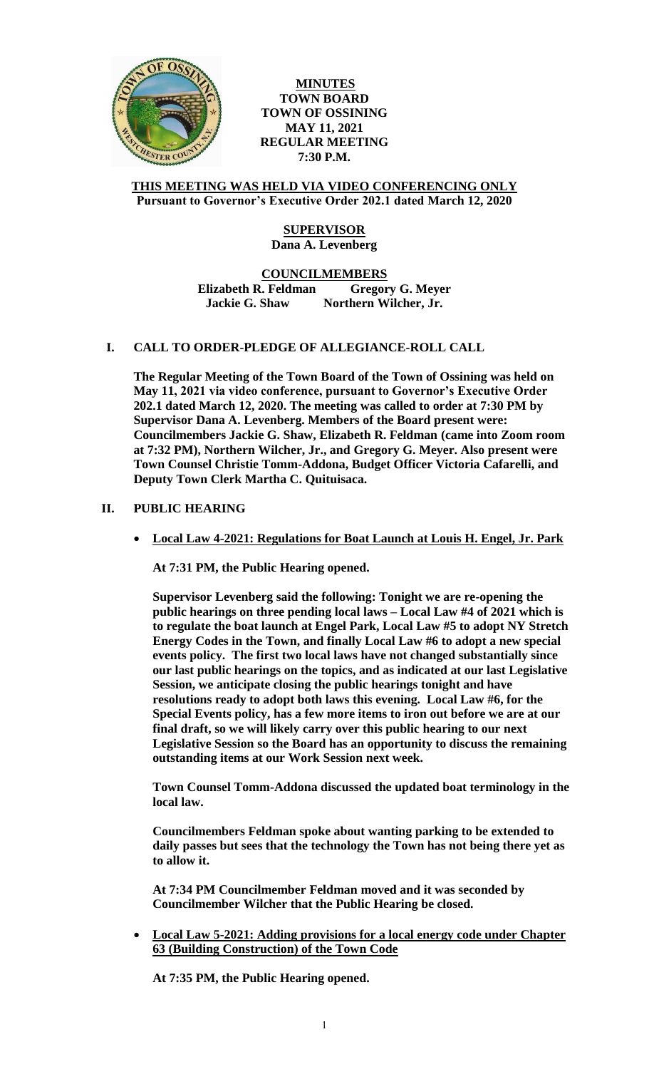**MINUTES**
**TOWN BOARD**
**TOWN OF OSSINING**
**MAY 11, 2021**
**REGULAR MEETING**
**7:30 P.M.**

**THIS MEETING WAS HELD VIA VIDEO CONFERENCING ONLY**
**Pursuant to Governor's Executive Order 202.1 dated March 12, 2020**

**SUPERVISOR**
**Dana A. Levenberg**

**COUNCILMEMBERS**
**Elizabeth R. Feldman Gregory G. Meyer**
**Jackie G. Shaw Northern Wilcher, Jr.**

## I. CALL TO ORDER-PLEDGE OF ALLEGIANCE-ROLL CALL

**The Regular Meeting of the Town Board of the Town of Ossining was held on May 11, 2021 via video conference, pursuant to Governor's Executive Order 202.1 dated March 12, 2020. The meeting was called to order at 7:30 PM by Supervisor Dana A. Levenberg. Members of the Board present were: Councilmembers Jackie G. Shaw, Elizabeth R. Feldman (came into Zoom room at 7:32 PM), Northern Wilcher, Jr., and Gregory G. Meyer. Also present were Town Counsel Christie Tomm-Addona, Budget Officer Victoria Cafarelli, and Deputy Town Clerk Martha C. Quituisaca.**

## II. PUBLIC HEARING

- **Local Law 4-2021: Regulations for Boat Launch at Louis H. Engel, Jr. Park**

**At 7:31 PM, the Public Hearing opened.**

**Supervisor Levenberg said the following: Tonight we are re-opening the public hearings on three pending local laws – Local Law #4 of 2021 which is to regulate the boat launch at Engel Park, Local Law #5 to adopt NY Stretch Energy Codes in the Town, and finally Local Law #6 to adopt a new special events policy. The first two local laws have not changed substantially since our last public hearings on the topics, and as indicated at our last Legislative Session, we anticipate closing the public hearings tonight and have resolutions ready to adopt both laws this evening. Local Law #6, for the Special Events policy, has a few more items to iron out before we are at our final draft, so we will likely carry over this public hearing to our next Legislative Session so the Board has an opportunity to discuss the remaining outstanding items at our Work Session next week.**

**Town Counsel Tomm-Addona discussed the updated boat terminology in the local law.**

**Councilmembers Feldman spoke about wanting parking to be extended to daily passes but sees that the technology the Town has not being there yet as to allow it.**

**At 7:34 PM Councilmember Feldman moved and it was seconded by Councilmember Wilcher that the Public Hearing be closed.**

- **Local Law 5-2021: Adding provisions for a local energy code under Chapter 63 (Building Construction) of the Town Code**

**At 7:35 PM, the Public Hearing opened.**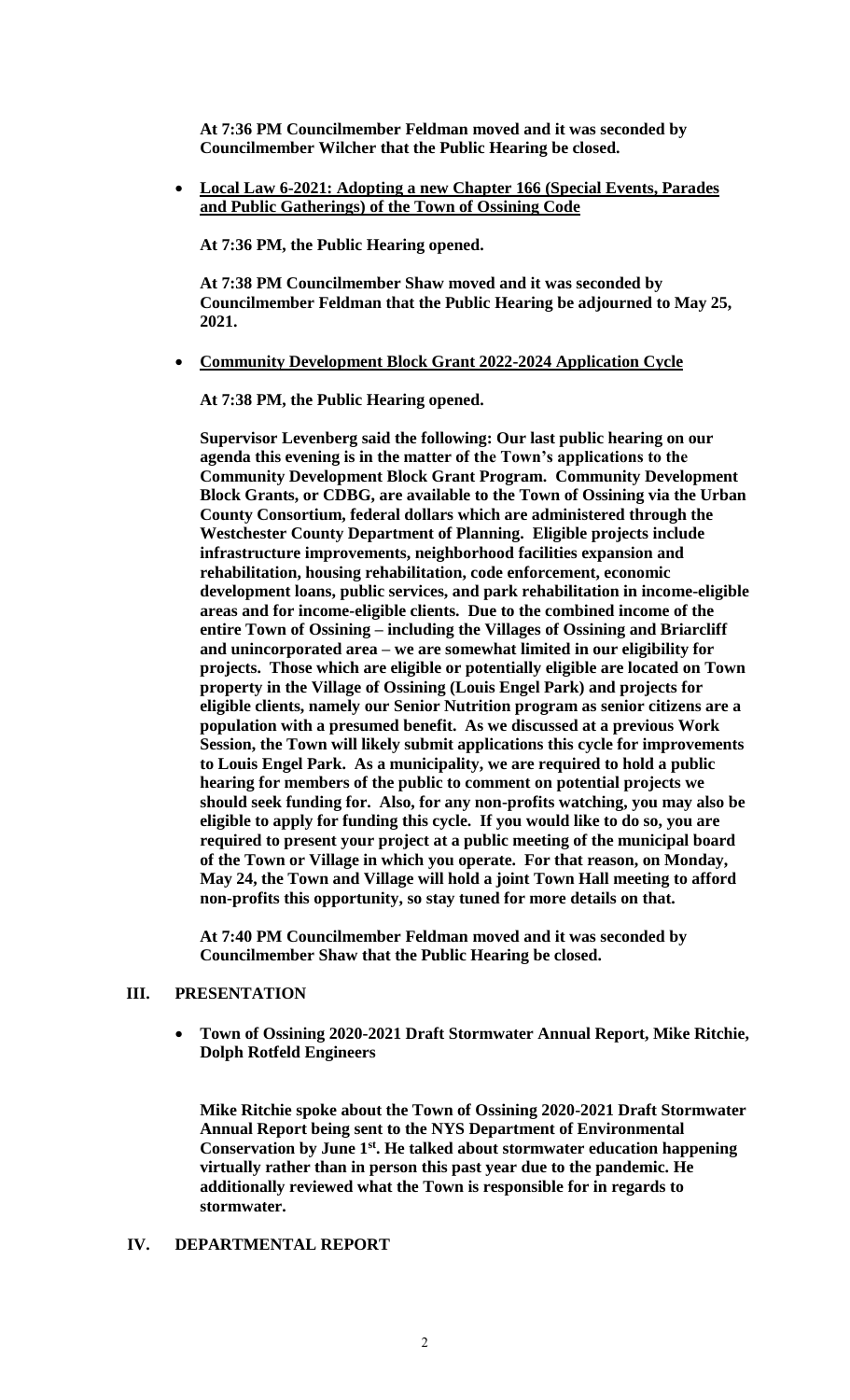**At 7:36 PM Councilmember Feldman moved and it was seconded by Councilmember Wilcher that the Public Hearing be closed.**

- **Local Law 6-2021: Adopting a new Chapter 166 (Special Events, Parades and Public Gatherings) of the Town of Ossining Code**

  **At 7:36 PM, the Public Hearing opened.**

  **At 7:38 PM Councilmember Shaw moved and it was seconded by Councilmember Feldman that the Public Hearing be adjourned to May 25, 2021.**

- **Community Development Block Grant 2022-2024 Application Cycle**

  **At 7:38 PM, the Public Hearing opened.**

  **Supervisor Levenberg said the following: Our last public hearing on our agenda this evening is in the matter of the Town's applications to the Community Development Block Grant Program. Community Development Block Grants, or CDBG, are available to the Town of Ossining via the Urban County Consortium, federal dollars which are administered through the Westchester County Department of Planning. Eligible projects include infrastructure improvements, neighborhood facilities expansion and rehabilitation, housing rehabilitation, code enforcement, economic development loans, public services, and park rehabilitation in income-eligible areas and for income-eligible clients. Due to the combined income of the entire Town of Ossining – including the Villages of Ossining and Briarcliff and unincorporated area – we are somewhat limited in our eligibility for projects. Those which are eligible or potentially eligible are located on Town property in the Village of Ossining (Louis Engel Park) and projects for eligible clients, namely our Senior Nutrition program as senior citizens are a population with a presumed benefit. As we discussed at a previous Work Session, the Town will likely submit applications this cycle for improvements to Louis Engel Park. As a municipality, we are required to hold a public hearing for members of the public to comment on potential projects we should seek funding for. Also, for any non-profits watching, you may also be eligible to apply for funding this cycle. If you would like to do so, you are required to present your project at a public meeting of the municipal board of the Town or Village in which you operate. For that reason, on Monday, May 24, the Town and Village will hold a joint Town Hall meeting to afford non-profits this opportunity, so stay tuned for more details on that.**

  **At 7:40 PM Councilmember Feldman moved and it was seconded by Councilmember Shaw that the Public Hearing be closed.**

## III. PRESENTATION

- **Town of Ossining 2020-2021 Draft Stormwater Annual Report, Mike Ritchie, Dolph Rotfeld Engineers**

  **Mike Ritchie spoke about the Town of Ossining 2020-2021 Draft Stormwater Annual Report being sent to the NYS Department of Environmental Conservation by June 1st. He talked about stormwater education happening virtually rather than in person this past year due to the pandemic. He additionally reviewed what the Town is responsible for in regards to stormwater.**

## IV. DEPARTMENTAL REPORT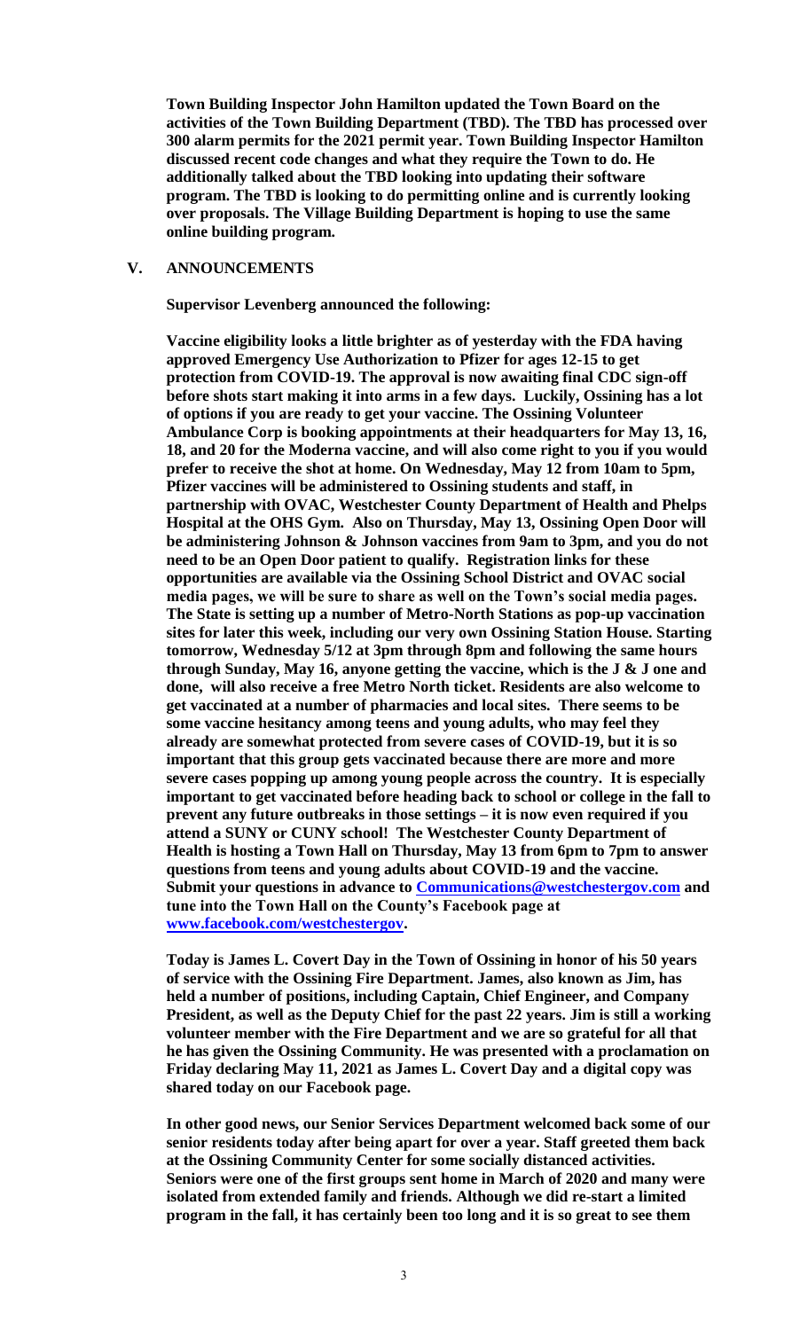**Town Building Inspector John Hamilton updated the Town Board on the activities of the Town Building Department (TBD). The TBD has processed over 300 alarm permits for the 2021 permit year. Town Building Inspector Hamilton discussed recent code changes and what they require the Town to do. He additionally talked about the TBD looking into updating their software program. The TBD is looking to do permitting online and is currently looking over proposals. The Village Building Department is hoping to use the same online building program.**

## V. ANNOUNCEMENTS

**Supervisor Levenberg announced the following:**

**Vaccine eligibility looks a little brighter as of yesterday with the FDA having approved Emergency Use Authorization to Pfizer for ages 12-15 to get protection from COVID-19. The approval is now awaiting final CDC sign-off before shots start making it into arms in a few days. Luckily, Ossining has a lot of options if you are ready to get your vaccine. The Ossining Volunteer Ambulance Corp is booking appointments at their headquarters for May 13, 16, 18, and 20 for the Moderna vaccine, and will also come right to you if you would prefer to receive the shot at home. On Wednesday, May 12 from 10am to 5pm, Pfizer vaccines will be administered to Ossining students and staff, in partnership with OVAC, Westchester County Department of Health and Phelps Hospital at the OHS Gym. Also on Thursday, May 13, Ossining Open Door will be administering Johnson & Johnson vaccines from 9am to 3pm, and you do not need to be an Open Door patient to qualify. Registration links for these opportunities are available via the Ossining School District and OVAC social media pages, we will be sure to share as well on the Town's social media pages. The State is setting up a number of Metro-North Stations as pop-up vaccination sites for later this week, including our very own Ossining Station House. Starting tomorrow, Wednesday 5/12 at 3pm through 8pm and following the same hours through Sunday, May 16, anyone getting the vaccine, which is the J & J one and done, will also receive a free Metro North ticket. Residents are also welcome to get vaccinated at a number of pharmacies and local sites. There seems to be some vaccine hesitancy among teens and young adults, who may feel they already are somewhat protected from severe cases of COVID-19, but it is so important that this group gets vaccinated because there are more and more severe cases popping up among young people across the country. It is especially important to get vaccinated before heading back to school or college in the fall to prevent any future outbreaks in those settings – it is now even required if you attend a SUNY or CUNY school! The Westchester County Department of Health is hosting a Town Hall on Thursday, May 13 from 6pm to 7pm to answer questions from teens and young adults about COVID-19 and the vaccine. Submit your questions in advance to Communications@westchestergov.com and tune into the Town Hall on the County's Facebook page at www.facebook.com/westchestergov.**

**Today is James L. Covert Day in the Town of Ossining in honor of his 50 years of service with the Ossining Fire Department. James, also known as Jim, has held a number of positions, including Captain, Chief Engineer, and Company President, as well as the Deputy Chief for the past 22 years. Jim is still a working volunteer member with the Fire Department and we are so grateful for all that he has given the Ossining Community. He was presented with a proclamation on Friday declaring May 11, 2021 as James L. Covert Day and a digital copy was shared today on our Facebook page.**

**In other good news, our Senior Services Department welcomed back some of our senior residents today after being apart for over a year. Staff greeted them back at the Ossining Community Center for some socially distanced activities. Seniors were one of the first groups sent home in March of 2020 and many were isolated from extended family and friends. Although we did re-start a limited program in the fall, it has certainly been too long and it is so great to see them**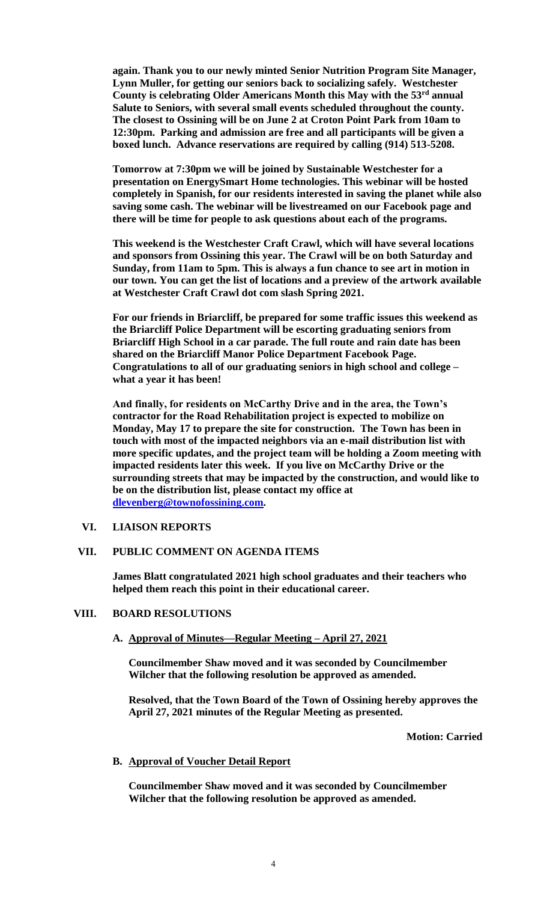**again. Thank you to our newly minted Senior Nutrition Program Site Manager, Lynn Muller, for getting our seniors back to socializing safely. Westchester County is celebrating Older Americans Month this May with the 53rd annual Salute to Seniors, with several small events scheduled throughout the county. The closest to Ossining will be on June 2 at Croton Point Park from 10am to 12:30pm. Parking and admission are free and all participants will be given a boxed lunch. Advance reservations are required by calling (914) 513-5208.**

**Tomorrow at 7:30pm we will be joined by Sustainable Westchester for a presentation on EnergySmart Home technologies. This webinar will be hosted completely in Spanish, for our residents interested in saving the planet while also saving some cash. The webinar will be livestreamed on our Facebook page and there will be time for people to ask questions about each of the programs.**

**This weekend is the Westchester Craft Crawl, which will have several locations and sponsors from Ossining this year. The Crawl will be on both Saturday and Sunday, from 11am to 5pm. This is always a fun chance to see art in motion in our town. You can get the list of locations and a preview of the artwork available at Westchester Craft Crawl dot com slash Spring 2021.**

**For our friends in Briarcliff, be prepared for some traffic issues this weekend as the Briarcliff Police Department will be escorting graduating seniors from Briarcliff High School in a car parade. The full route and rain date has been shared on the Briarcliff Manor Police Department Facebook Page. Congratulations to all of our graduating seniors in high school and college – what a year it has been!**

**And finally, for residents on McCarthy Drive and in the area, the Town's contractor for the Road Rehabilitation project is expected to mobilize on Monday, May 17 to prepare the site for construction. The Town has been in touch with most of the impacted neighbors via an e-mail distribution list with more specific updates, and the project team will be holding a Zoom meeting with impacted residents later this week. If you live on McCarthy Drive or the surrounding streets that may be impacted by the construction, and would like to be on the distribution list, please contact my office at dlevenberg@townofossining.com.**

## VI. LIAISON REPORTS

## VII. PUBLIC COMMENT ON AGENDA ITEMS

**James Blatt congratulated 2021 high school graduates and their teachers who helped them reach this point in their educational career.**

## VIII. BOARD RESOLUTIONS

### A. Approval of Minutes—Regular Meeting – April 27, 2021

**Councilmember Shaw moved and it was seconded by Councilmember Wilcher that the following resolution be approved as amended.**

**Resolved, that the Town Board of the Town of Ossining hereby approves the April 27, 2021 minutes of the Regular Meeting as presented.**

**Motion: Carried**

### B. Approval of Voucher Detail Report

**Councilmember Shaw moved and it was seconded by Councilmember Wilcher that the following resolution be approved as amended.**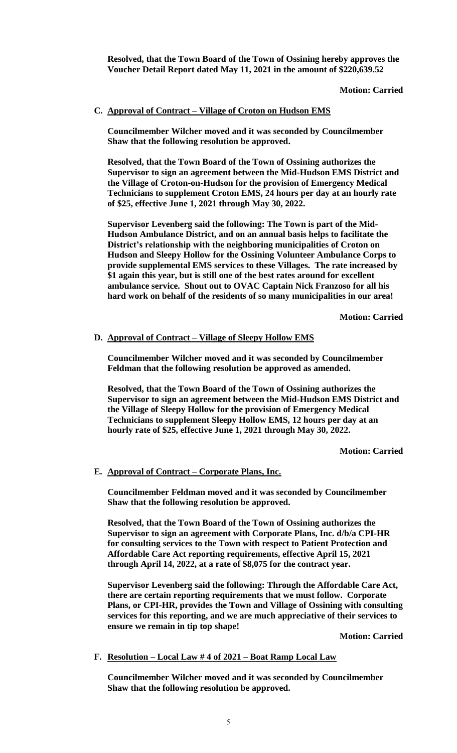**Resolved, that the Town Board of the Town of Ossining hereby approves the Voucher Detail Report dated May 11, 2021 in the amount of $220,639.52**

**Motion: Carried**

**C. Approval of Contract – Village of Croton on Hudson EMS**

**Councilmember Wilcher moved and it was seconded by Councilmember Shaw that the following resolution be approved.**

**Resolved, that the Town Board of the Town of Ossining authorizes the Supervisor to sign an agreement between the Mid-Hudson EMS District and the Village of Croton-on-Hudson for the provision of Emergency Medical Technicians to supplement Croton EMS, 24 hours per day at an hourly rate of $25, effective June 1, 2021 through May 30, 2022.**

**Supervisor Levenberg said the following: The Town is part of the Mid-Hudson Ambulance District, and on an annual basis helps to facilitate the District's relationship with the neighboring municipalities of Croton on Hudson and Sleepy Hollow for the Ossining Volunteer Ambulance Corps to provide supplemental EMS services to these Villages. The rate increased by $1 again this year, but is still one of the best rates around for excellent ambulance service. Shout out to OVAC Captain Nick Franzoso for all his hard work on behalf of the residents of so many municipalities in our area!**

**Motion: Carried**

**D. Approval of Contract – Village of Sleepy Hollow EMS**

**Councilmember Wilcher moved and it was seconded by Councilmember Feldman that the following resolution be approved as amended.**

**Resolved, that the Town Board of the Town of Ossining authorizes the Supervisor to sign an agreement between the Mid-Hudson EMS District and the Village of Sleepy Hollow for the provision of Emergency Medical Technicians to supplement Sleepy Hollow EMS, 12 hours per day at an hourly rate of $25, effective June 1, 2021 through May 30, 2022.**

**Motion: Carried**

**E. Approval of Contract – Corporate Plans, Inc.**

**Councilmember Feldman moved and it was seconded by Councilmember Shaw that the following resolution be approved.**

**Resolved, that the Town Board of the Town of Ossining authorizes the Supervisor to sign an agreement with Corporate Plans, Inc. d/b/a CPI-HR for consulting services to the Town with respect to Patient Protection and Affordable Care Act reporting requirements, effective April 15, 2021 through April 14, 2022, at a rate of $8,075 for the contract year.**

**Supervisor Levenberg said the following: Through the Affordable Care Act, there are certain reporting requirements that we must follow. Corporate Plans, or CPI-HR, provides the Town and Village of Ossining with consulting services for this reporting, and we are much appreciative of their services to ensure we remain in tip top shape!**

**Motion: Carried**

**F. Resolution – Local Law # 4 of 2021 – Boat Ramp Local Law**

**Councilmember Wilcher moved and it was seconded by Councilmember Shaw that the following resolution be approved.**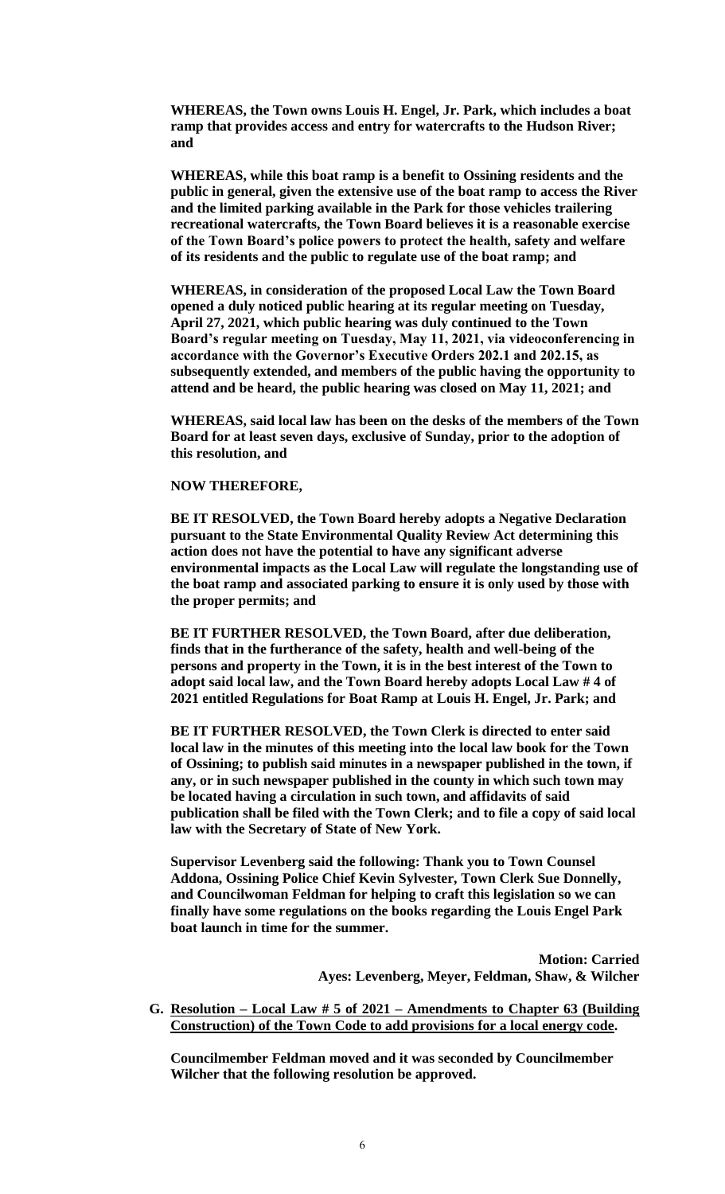**WHEREAS, the Town owns Louis H. Engel, Jr. Park, which includes a boat ramp that provides access and entry for watercrafts to the Hudson River; and**

**WHEREAS, while this boat ramp is a benefit to Ossining residents and the public in general, given the extensive use of the boat ramp to access the River and the limited parking available in the Park for those vehicles trailering recreational watercrafts, the Town Board believes it is a reasonable exercise of the Town Board's police powers to protect the health, safety and welfare of its residents and the public to regulate use of the boat ramp; and**

**WHEREAS, in consideration of the proposed Local Law the Town Board opened a duly noticed public hearing at its regular meeting on Tuesday, April 27, 2021, which public hearing was duly continued to the Town Board's regular meeting on Tuesday, May 11, 2021, via videoconferencing in accordance with the Governor's Executive Orders 202.1 and 202.15, as subsequently extended, and members of the public having the opportunity to attend and be heard, the public hearing was closed on May 11, 2021; and**

**WHEREAS, said local law has been on the desks of the members of the Town Board for at least seven days, exclusive of Sunday, prior to the adoption of this resolution, and**

**NOW THEREFORE,**

**BE IT RESOLVED, the Town Board hereby adopts a Negative Declaration pursuant to the State Environmental Quality Review Act determining this action does not have the potential to have any significant adverse environmental impacts as the Local Law will regulate the longstanding use of the boat ramp and associated parking to ensure it is only used by those with the proper permits; and**

**BE IT FURTHER RESOLVED, the Town Board, after due deliberation, finds that in the furtherance of the safety, health and well-being of the persons and property in the Town, it is in the best interest of the Town to adopt said local law, and the Town Board hereby adopts Local Law # 4 of 2021 entitled Regulations for Boat Ramp at Louis H. Engel, Jr. Park; and**

**BE IT FURTHER RESOLVED, the Town Clerk is directed to enter said local law in the minutes of this meeting into the local law book for the Town of Ossining; to publish said minutes in a newspaper published in the town, if any, or in such newspaper published in the county in which such town may be located having a circulation in such town, and affidavits of said publication shall be filed with the Town Clerk; and to file a copy of said local law with the Secretary of State of New York.**

**Supervisor Levenberg said the following: Thank you to Town Counsel Addona, Ossining Police Chief Kevin Sylvester, Town Clerk Sue Donnelly, and Councilwoman Feldman for helping to craft this legislation so we can finally have some regulations on the books regarding the Louis Engel Park boat launch in time for the summer.**

**Motion: Carried**
**Ayes: Levenberg, Meyer, Feldman, Shaw, & Wilcher**

**G. Resolution – Local Law # 5 of 2021 – Amendments to Chapter 63 (Building Construction) of the Town Code to add provisions for a local energy code.**

**Councilmember Feldman moved and it was seconded by Councilmember Wilcher that the following resolution be approved.**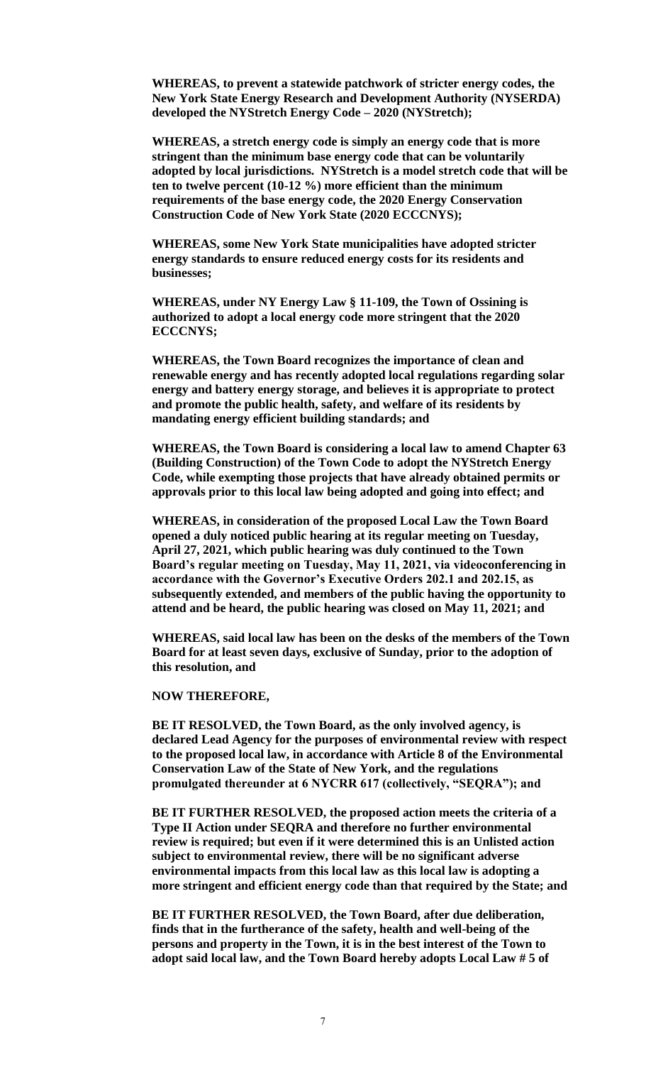**WHEREAS, to prevent a statewide patchwork of stricter energy codes, the New York State Energy Research and Development Authority (NYSERDA) developed the NYStretch Energy Code – 2020 (NYStretch);**

**WHEREAS, a stretch energy code is simply an energy code that is more stringent than the minimum base energy code that can be voluntarily adopted by local jurisdictions. NYStretch is a model stretch code that will be ten to twelve percent (10-12 %) more efficient than the minimum requirements of the base energy code, the 2020 Energy Conservation Construction Code of New York State (2020 ECCCNYS);**

**WHEREAS, some New York State municipalities have adopted stricter energy standards to ensure reduced energy costs for its residents and businesses;**

**WHEREAS, under NY Energy Law § 11-109, the Town of Ossining is authorized to adopt a local energy code more stringent that the 2020 ECCCNYS;**

**WHEREAS, the Town Board recognizes the importance of clean and renewable energy and has recently adopted local regulations regarding solar energy and battery energy storage, and believes it is appropriate to protect and promote the public health, safety, and welfare of its residents by mandating energy efficient building standards; and**

**WHEREAS, the Town Board is considering a local law to amend Chapter 63 (Building Construction) of the Town Code to adopt the NYStretch Energy Code, while exempting those projects that have already obtained permits or approvals prior to this local law being adopted and going into effect; and**

**WHEREAS, in consideration of the proposed Local Law the Town Board opened a duly noticed public hearing at its regular meeting on Tuesday, April 27, 2021, which public hearing was duly continued to the Town Board's regular meeting on Tuesday, May 11, 2021, via videoconferencing in accordance with the Governor's Executive Orders 202.1 and 202.15, as subsequently extended, and members of the public having the opportunity to attend and be heard, the public hearing was closed on May 11, 2021; and**

**WHEREAS, said local law has been on the desks of the members of the Town Board for at least seven days, exclusive of Sunday, prior to the adoption of this resolution, and**

**NOW THEREFORE,**

**BE IT RESOLVED, the Town Board, as the only involved agency, is declared Lead Agency for the purposes of environmental review with respect to the proposed local law, in accordance with Article 8 of the Environmental Conservation Law of the State of New York, and the regulations promulgated thereunder at 6 NYCRR 617 (collectively, "SEQRA"); and**

**BE IT FURTHER RESOLVED, the proposed action meets the criteria of a Type II Action under SEQRA and therefore no further environmental review is required; but even if it were determined this is an Unlisted action subject to environmental review, there will be no significant adverse environmental impacts from this local law as this local law is adopting a more stringent and efficient energy code than that required by the State; and**

**BE IT FURTHER RESOLVED, the Town Board, after due deliberation, finds that in the furtherance of the safety, health and well-being of the persons and property in the Town, it is in the best interest of the Town to adopt said local law, and the Town Board hereby adopts Local Law # 5 of**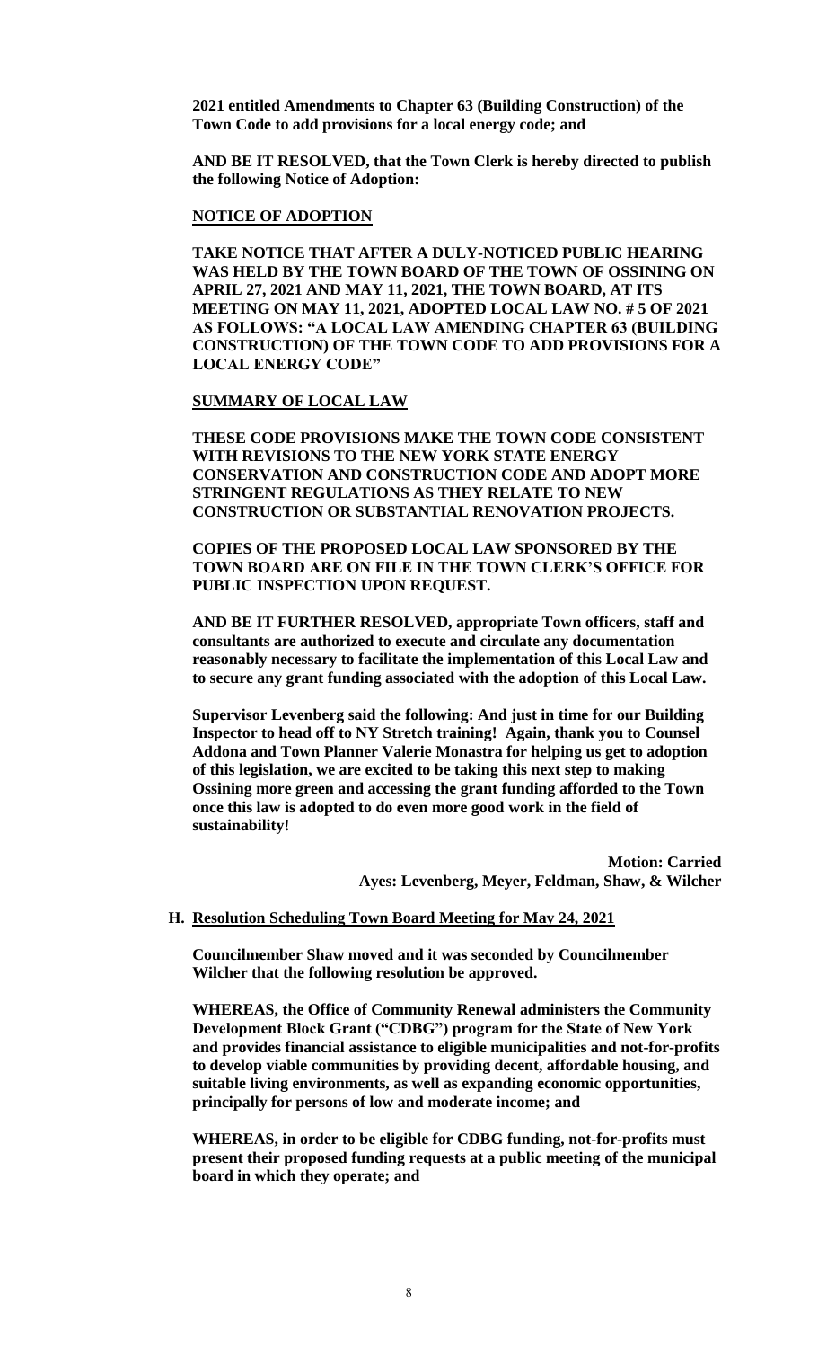**2021 entitled Amendments to Chapter 63 (Building Construction) of the Town Code to add provisions for a local energy code; and**

**AND BE IT RESOLVED, that the Town Clerk is hereby directed to publish the following Notice of Adoption:**

**NOTICE OF ADOPTION**

**TAKE NOTICE THAT AFTER A DULY-NOTICED PUBLIC HEARING WAS HELD BY THE TOWN BOARD OF THE TOWN OF OSSINING ON APRIL 27, 2021 AND MAY 11, 2021, THE TOWN BOARD, AT ITS MEETING ON MAY 11, 2021, ADOPTED LOCAL LAW NO. # 5 OF 2021 AS FOLLOWS: "A LOCAL LAW AMENDING CHAPTER 63 (BUILDING CONSTRUCTION) OF THE TOWN CODE TO ADD PROVISIONS FOR A LOCAL ENERGY CODE"**

**SUMMARY OF LOCAL LAW**

**THESE CODE PROVISIONS MAKE THE TOWN CODE CONSISTENT WITH REVISIONS TO THE NEW YORK STATE ENERGY CONSERVATION AND CONSTRUCTION CODE AND ADOPT MORE STRINGENT REGULATIONS AS THEY RELATE TO NEW CONSTRUCTION OR SUBSTANTIAL RENOVATION PROJECTS.**

**COPIES OF THE PROPOSED LOCAL LAW SPONSORED BY THE TOWN BOARD ARE ON FILE IN THE TOWN CLERK'S OFFICE FOR PUBLIC INSPECTION UPON REQUEST.**

**AND BE IT FURTHER RESOLVED, appropriate Town officers, staff and consultants are authorized to execute and circulate any documentation reasonably necessary to facilitate the implementation of this Local Law and to secure any grant funding associated with the adoption of this Local Law.**

**Supervisor Levenberg said the following: And just in time for our Building Inspector to head off to NY Stretch training! Again, thank you to Counsel Addona and Town Planner Valerie Monastra for helping us get to adoption of this legislation, we are excited to be taking this next step to making Ossining more green and accessing the grant funding afforded to the Town once this law is adopted to do even more good work in the field of sustainability!**

**Motion: Carried**
**Ayes: Levenberg, Meyer, Feldman, Shaw, & Wilcher**

**H. Resolution Scheduling Town Board Meeting for May 24, 2021**

**Councilmember Shaw moved and it was seconded by Councilmember Wilcher that the following resolution be approved.**

**WHEREAS, the Office of Community Renewal administers the Community Development Block Grant ("CDBG") program for the State of New York and provides financial assistance to eligible municipalities and not-for-profits to develop viable communities by providing decent, affordable housing, and suitable living environments, as well as expanding economic opportunities, principally for persons of low and moderate income; and**

**WHEREAS, in order to be eligible for CDBG funding, not-for-profits must present their proposed funding requests at a public meeting of the municipal board in which they operate; and**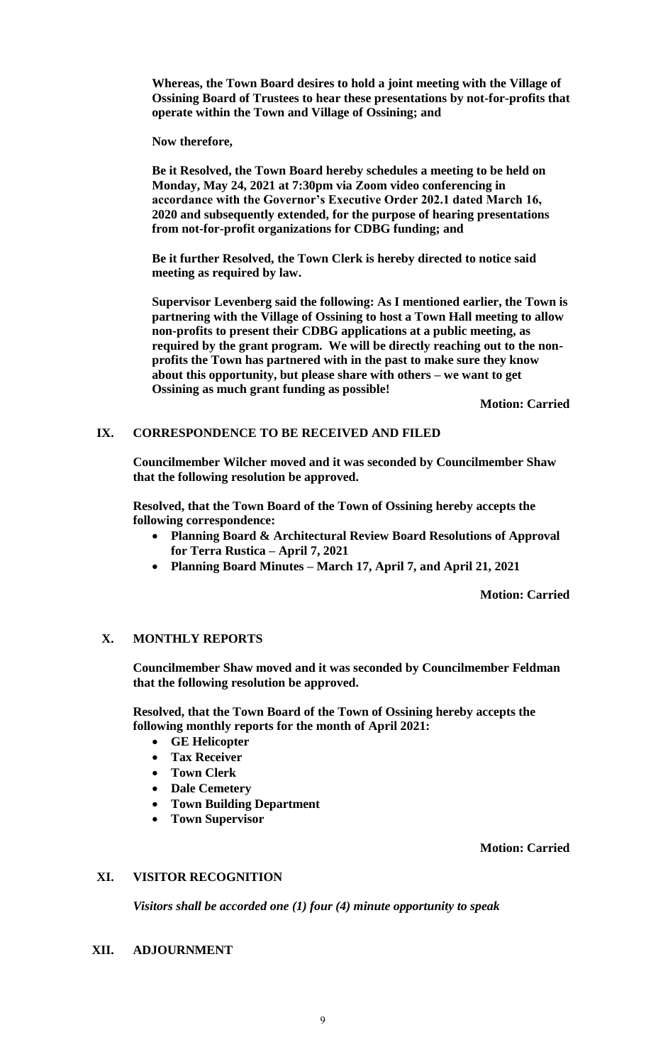**Whereas, the Town Board desires to hold a joint meeting with the Village of Ossining Board of Trustees to hear these presentations by not-for-profits that operate within the Town and Village of Ossining; and**

**Now therefore,**

**Be it Resolved, the Town Board hereby schedules a meeting to be held on Monday, May 24, 2021 at 7:30pm via Zoom video conferencing in accordance with the Governor's Executive Order 202.1 dated March 16, 2020 and subsequently extended, for the purpose of hearing presentations from not-for-profit organizations for CDBG funding; and**

**Be it further Resolved, the Town Clerk is hereby directed to notice said meeting as required by law.**

**Supervisor Levenberg said the following: As I mentioned earlier, the Town is partnering with the Village of Ossining to host a Town Hall meeting to allow non-profits to present their CDBG applications at a public meeting, as required by the grant program. We will be directly reaching out to the non-profits the Town has partnered with in the past to make sure they know about this opportunity, but please share with others – we want to get Ossining as much grant funding as possible!**

**Motion: Carried**

## IX. CORRESPONDENCE TO BE RECEIVED AND FILED

**Councilmember Wilcher moved and it was seconded by Councilmember Shaw that the following resolution be approved.**

**Resolved, that the Town Board of the Town of Ossining hereby accepts the following correspondence:**

- **Planning Board & Architectural Review Board Resolutions of Approval for Terra Rustica – April 7, 2021**
- **Planning Board Minutes – March 17, April 7, and April 21, 2021**

**Motion: Carried**

## X. MONTHLY REPORTS

**Councilmember Shaw moved and it was seconded by Councilmember Feldman that the following resolution be approved.**

**Resolved, that the Town Board of the Town of Ossining hereby accepts the following monthly reports for the month of April 2021:**

- **GE Helicopter**
- **Tax Receiver**
- **Town Clerk**
- **Dale Cemetery**
- **Town Building Department**
- **Town Supervisor**

**Motion: Carried**

## XI. VISITOR RECOGNITION

***Visitors shall be accorded one (1) four (4) minute opportunity to speak***

## XII. ADJOURNMENT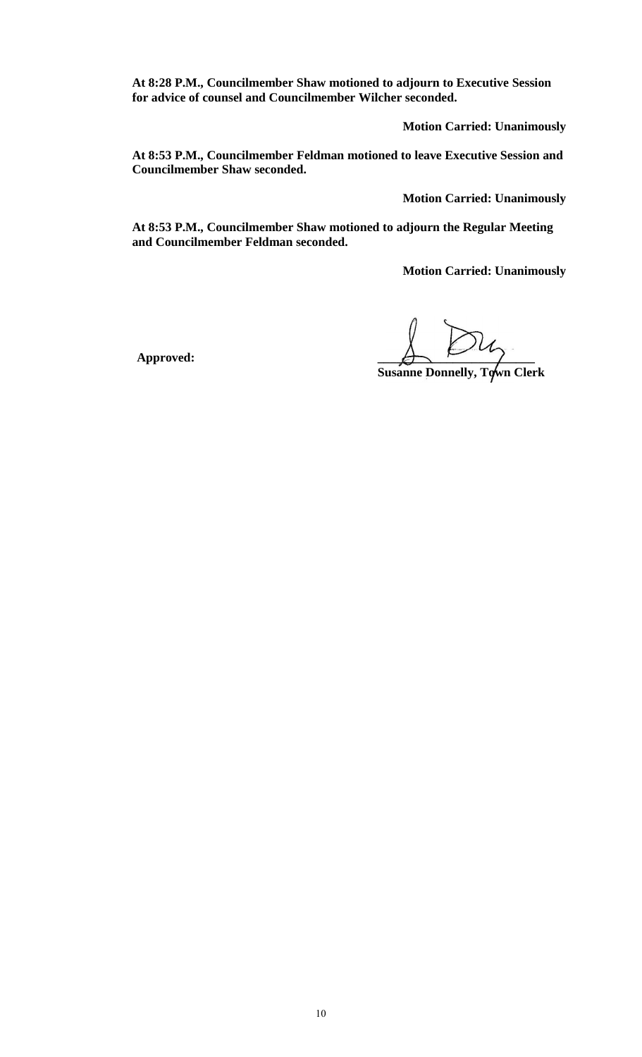**At 8:28 P.M., Councilmember Shaw motioned to adjourn to Executive Session for advice of counsel and Councilmember Wilcher seconded.**

**Motion Carried: Unanimously**

**At 8:53 P.M., Councilmember Feldman motioned to leave Executive Session and Councilmember Shaw seconded.**

**Motion Carried: Unanimously**

**At 8:53 P.M., Councilmember Shaw motioned to adjourn the Regular Meeting and Councilmember Feldman seconded.**

**Motion Carried: Unanimously**

**Approved:**

**Susanne Donnelly, Town Clerk**